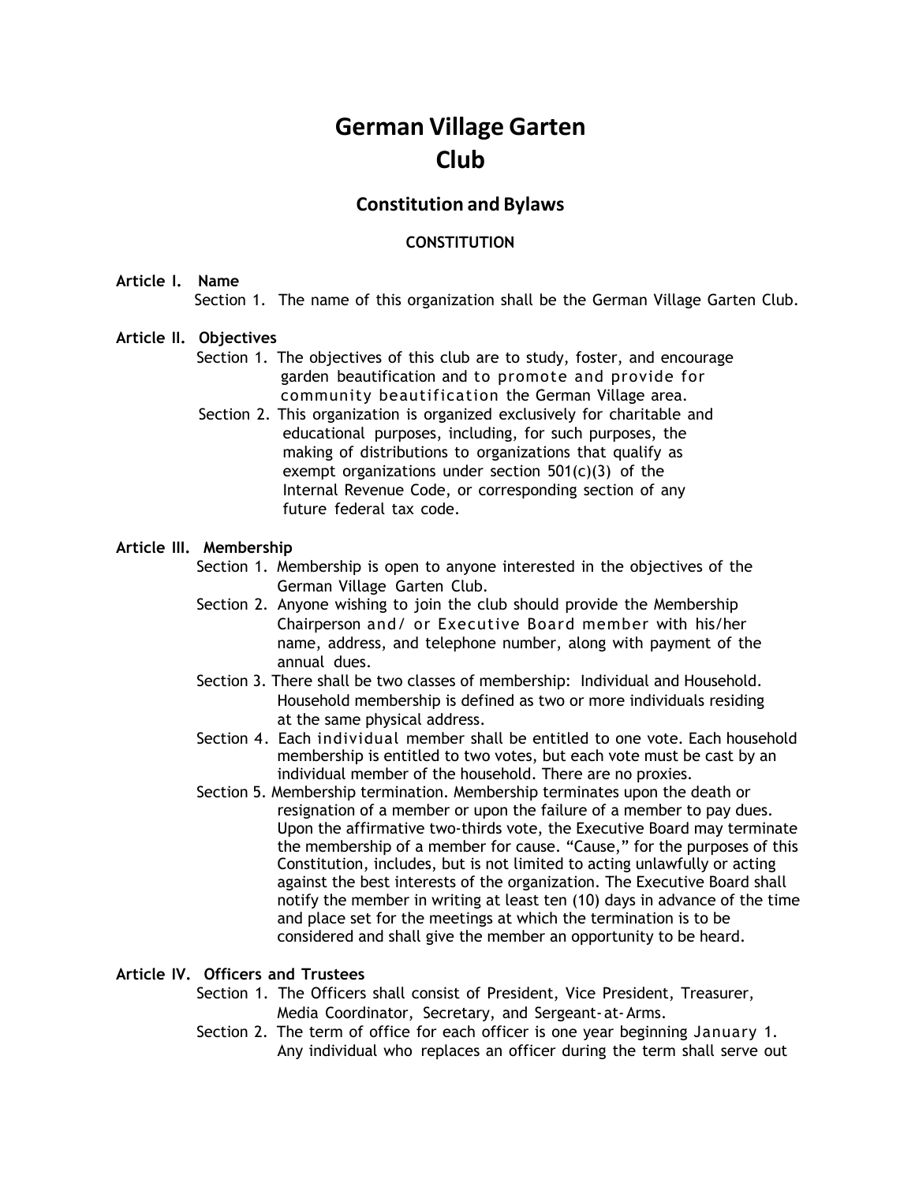# German Village Garten Club

## Constitution and Bylaws

### CONSTITUTION

**Article I. Name**

Section 1. The name of this organization shall be the German Village Garten Club.

**Article II. Objectives**

Section 1. The objectives of this club are to study, foster, and encourage garden beautification and to promote and provide for community beautification the German Village area.

Section 2. This organization is organized exclusively for charitable and educational purposes, including, for such purposes, the making of distributions to organizations that qualify as exempt organizations under section 501(c)(3) of the Internal Revenue Code, or corresponding section of any future federal tax code.

**Article III. Membership**

Section 1. Membership is open to anyone interested in the objectives of the German Village Garten Club.

Section 2. Anyone wishing to join the club should provide the Membership Chairperson and/ or Executive Board member with his/her name, address, and telephone number, along with payment of the annual dues.

Section 3. There shall be two classes of membership: Individual and Household. Household membership is defined as two or more individuals residing at the same physical address.

Section 4. Each individual member shall be entitled to one vote. Each household membership is entitled to two votes, but each vote must be cast by an individual member of the household. There are no proxies.

Section 5. Membership termination. Membership terminates upon the death or resignation of a member or upon the failure of a member to pay dues. Upon the affirmative two-thirds vote, the Executive Board may terminate the membership of a member for cause. "Cause," for the purposes of this Constitution, includes, but is not limited to acting unlawfully or acting against the best interests of the organization. The Executive Board shall notify the member in writing at least ten (10) days in advance of the time and place set for the meetings at which the termination is to be considered and shall give the member an opportunity to be heard.

**Article IV. Officers and Trustees**

Section 1. The Officers shall consist of President, Vice President, Treasurer, Media Coordinator, Secretary, and Sergeant-at-Arms.

Section 2. The term of office for each officer is one year beginning January 1. Any individual who replaces an officer during the term shall serve out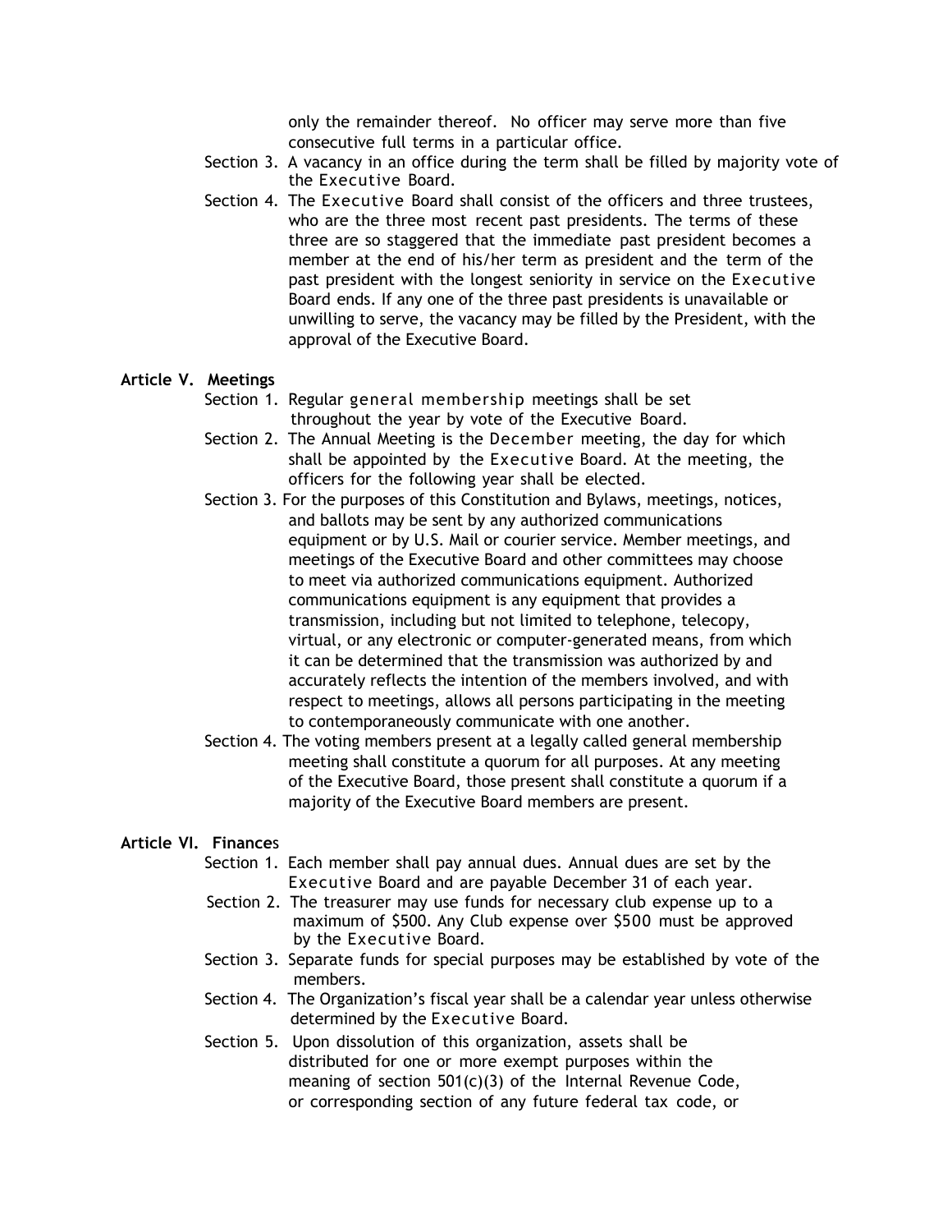only the remainder thereof. No officer may serve more than five consecutive full terms in a particular office.

Section 3. A vacancy in an office during the term shall be filled by majority vote of the Executive Board.

Section 4. The Executive Board shall consist of the officers and three trustees, who are the three most recent past presidents. The terms of these three are so staggered that the immediate past president becomes a member at the end of his/her term as president and the term of the past president with the longest seniority in service on the Executive Board ends. If any one of the three past presidents is unavailable or unwilling to serve, the vacancy may be filled by the President, with the approval of the Executive Board.

**Article V. Meetings**

Section 1. Regular general membership meetings shall be set throughout the year by vote of the Executive Board.

Section 2. The Annual Meeting is the December meeting, the day for which shall be appointed by the Executive Board. At the meeting, the officers for the following year shall be elected.

Section 3. For the purposes of this Constitution and Bylaws, meetings, notices, and ballots may be sent by any authorized communications equipment or by U.S. Mail or courier service. Member meetings, and meetings of the Executive Board and other committees may choose to meet via authorized communications equipment. Authorized communications equipment is any equipment that provides a transmission, including but not limited to telephone, telecopy, virtual, or any electronic or computer-generated means, from which it can be determined that the transmission was authorized by and accurately reflects the intention of the members involved, and with respect to meetings, allows all persons participating in the meeting to contemporaneously communicate with one another.

Section 4. The voting members present at a legally called general membership meeting shall constitute a quorum for all purposes. At any meeting of the Executive Board, those present shall constitute a quorum if a majority of the Executive Board members are present.

**Article VI. Finances**

Section 1. Each member shall pay annual dues. Annual dues are set by the Executive Board and are payable December 31 of each year.

Section 2. The treasurer may use funds for necessary club expense up to a maximum of $500. Any Club expense over $500 must be approved by the Executive Board.

Section 3. Separate funds for special purposes may be established by vote of the members.

Section 4. The Organization's fiscal year shall be a calendar year unless otherwise determined by the Executive Board.

Section 5. Upon dissolution of this organization, assets shall be distributed for one or more exempt purposes within the meaning of section 501(c)(3) of the Internal Revenue Code, or corresponding section of any future federal tax code, or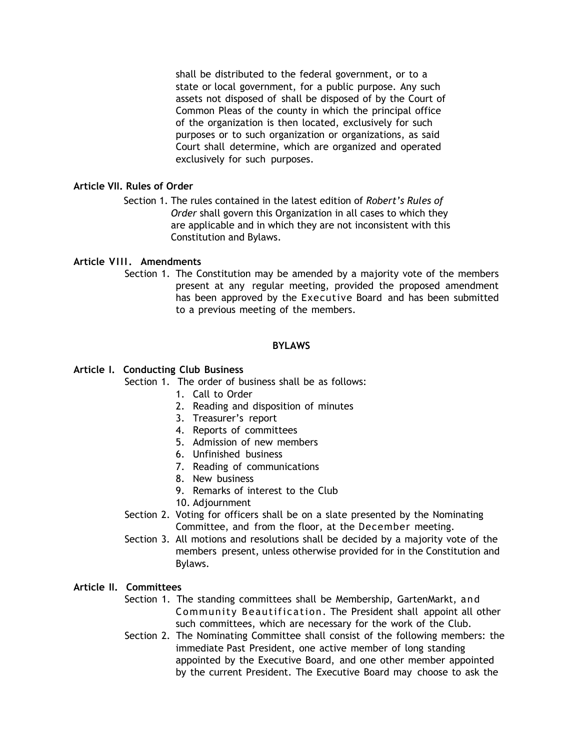shall be distributed to the federal government, or to a state or local government, for a public purpose. Any such assets not disposed of shall be disposed of by the Court of Common Pleas of the county in which the principal office of the organization is then located, exclusively for such purposes or to such organization or organizations, as said Court shall determine, which are organized and operated exclusively for such purposes.

**Article VII. Rules of Order**

Section 1. The rules contained in the latest edition of *Robert's Rules of Order* shall govern this Organization in all cases to which they are applicable and in which they are not inconsistent with this Constitution and Bylaws.

**Article VIII. Amendments**

Section 1. The Constitution may be amended by a majority vote of the members present at any regular meeting, provided the proposed amendment has been approved by the Executive Board and has been submitted to a previous meeting of the members.

## BYLAWS

**Article I. Conducting Club Business**

Section 1. The order of business shall be as follows:

1. Call to Order
2. Reading and disposition of minutes
3. Treasurer's report
4. Reports of committees
5. Admission of new members
6. Unfinished business
7. Reading of communications
8. New business
9. Remarks of interest to the Club
10. Adjournment

Section 2. Voting for officers shall be on a slate presented by the Nominating Committee, and from the floor, at the December meeting.

Section 3. All motions and resolutions shall be decided by a majority vote of the members present, unless otherwise provided for in the Constitution and Bylaws.

**Article II. Committees**

Section 1. The standing committees shall be Membership, GartenMarkt, and Community Beautification. The President shall appoint all other such committees, which are necessary for the work of the Club.

Section 2. The Nominating Committee shall consist of the following members: the immediate Past President, one active member of long standing appointed by the Executive Board, and one other member appointed by the current President. The Executive Board may choose to ask the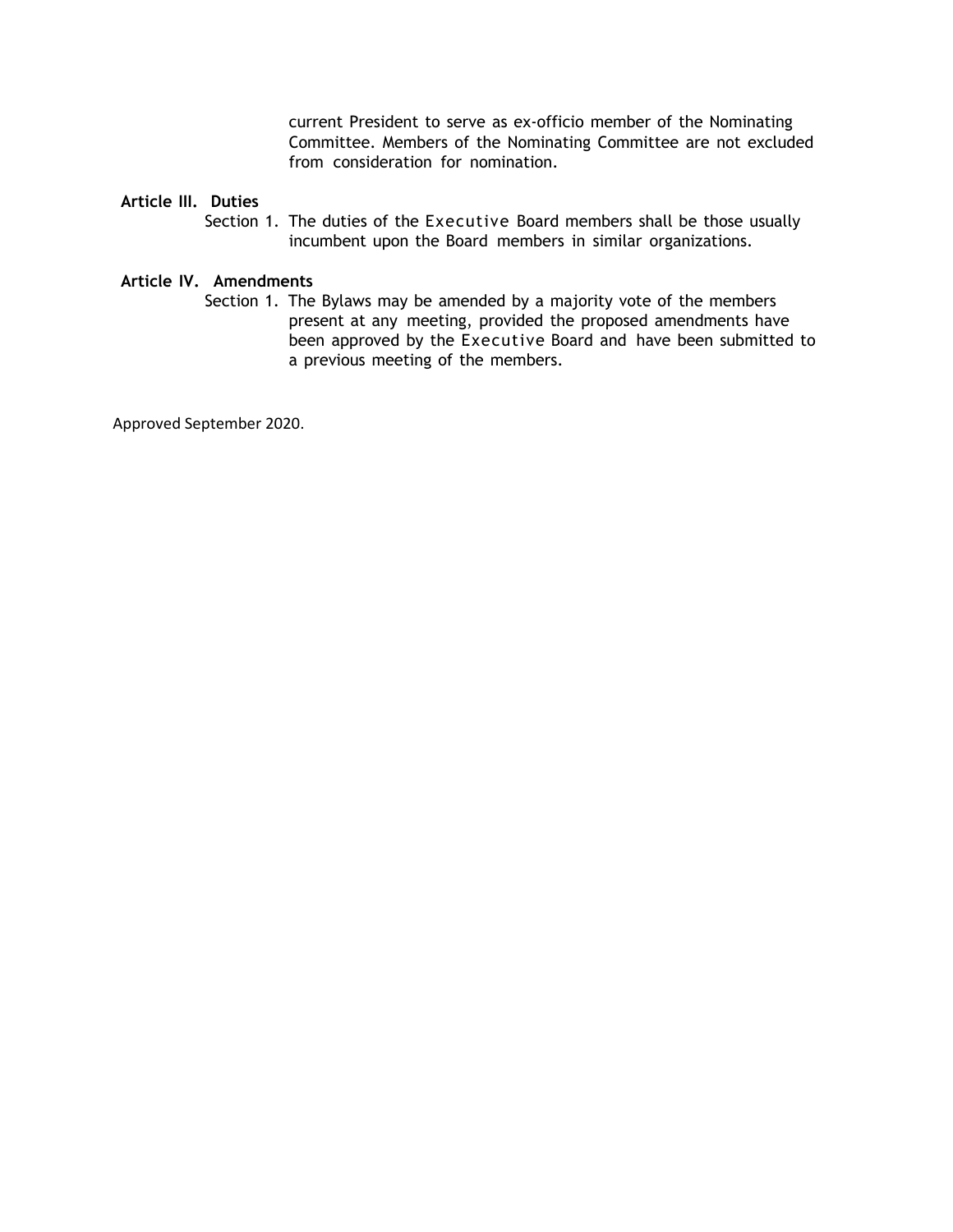current President to serve as ex-officio member of the Nominating Committee. Members of the Nominating Committee are not excluded from consideration for nomination.

**Article III. Duties**

Section 1. The duties of the Executive Board members shall be those usually incumbent upon the Board members in similar organizations.

**Article IV. Amendments**

Section 1. The Bylaws may be amended by a majority vote of the members present at any meeting, provided the proposed amendments have been approved by the Executive Board and have been submitted to a previous meeting of the members.

Approved September 2020.